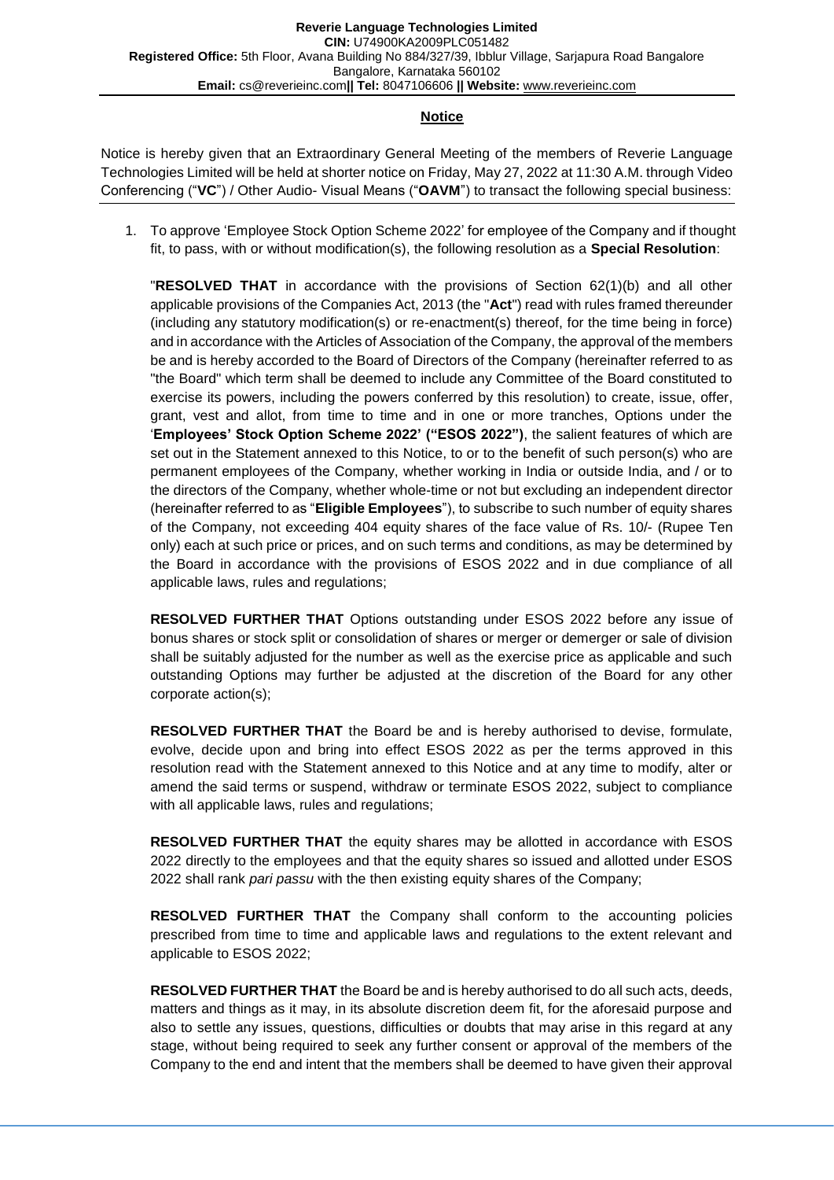**Reverie Language Technologies Limited**
**CIN:** U74900KA2009PLC051482
**Registered Office:** 5th Floor, Avana Building No 884/327/39, Ibblur Village, Sarjapura Road Bangalore Bangalore, Karnataka 560102
**Email:** cs@reverieinc.com **|| Tel:** 8047106606 **|| Website:** www.reverieinc.com

## Notice

Notice is hereby given that an Extraordinary General Meeting of the members of Reverie Language Technologies Limited will be held at shorter notice on Friday, May 27, 2022 at 11:30 A.M. through Video Conferencing ("**VC**") / Other Audio- Visual Means ("**OAVM**") to transact the following special business:

1. To approve 'Employee Stock Option Scheme 2022' for employee of the Company and if thought fit, to pass, with or without modification(s), the following resolution as a **Special Resolution**:

   "**RESOLVED THAT** in accordance with the provisions of Section 62(1)(b) and all other applicable provisions of the Companies Act, 2013 (the "**Act**") read with rules framed thereunder (including any statutory modification(s) or re-enactment(s) thereof, for the time being in force) and in accordance with the Articles of Association of the Company, the approval of the members be and is hereby accorded to the Board of Directors of the Company (hereinafter referred to as "the Board" which term shall be deemed to include any Committee of the Board constituted to exercise its powers, including the powers conferred by this resolution) to create, issue, offer, grant, vest and allot, from time to time and in one or more tranches, Options under the '**Employees' Stock Option Scheme 2022' ("ESOS 2022")**, the salient features of which are set out in the Statement annexed to this Notice, to or to the benefit of such person(s) who are permanent employees of the Company, whether working in India or outside India, and / or to the directors of the Company, whether whole-time or not but excluding an independent director (hereinafter referred to as "**Eligible Employees**"), to subscribe to such number of equity shares of the Company, not exceeding 404 equity shares of the face value of Rs. 10/- (Rupee Ten only) each at such price or prices, and on such terms and conditions, as may be determined by the Board in accordance with the provisions of ESOS 2022 and in due compliance of all applicable laws, rules and regulations;

   **RESOLVED FURTHER THAT** Options outstanding under ESOS 2022 before any issue of bonus shares or stock split or consolidation of shares or merger or demerger or sale of division shall be suitably adjusted for the number as well as the exercise price as applicable and such outstanding Options may further be adjusted at the discretion of the Board for any other corporate action(s);

   **RESOLVED FURTHER THAT** the Board be and is hereby authorised to devise, formulate, evolve, decide upon and bring into effect ESOS 2022 as per the terms approved in this resolution read with the Statement annexed to this Notice and at any time to modify, alter or amend the said terms or suspend, withdraw or terminate ESOS 2022, subject to compliance with all applicable laws, rules and regulations;

   **RESOLVED FURTHER THAT** the equity shares may be allotted in accordance with ESOS 2022 directly to the employees and that the equity shares so issued and allotted under ESOS 2022 shall rank *pari passu* with the then existing equity shares of the Company;

   **RESOLVED FURTHER THAT** the Company shall conform to the accounting policies prescribed from time to time and applicable laws and regulations to the extent relevant and applicable to ESOS 2022;

   **RESOLVED FURTHER THAT** the Board be and is hereby authorised to do all such acts, deeds, matters and things as it may, in its absolute discretion deem fit, for the aforesaid purpose and also to settle any issues, questions, difficulties or doubts that may arise in this regard at any stage, without being required to seek any further consent or approval of the members of the Company to the end and intent that the members shall be deemed to have given their approval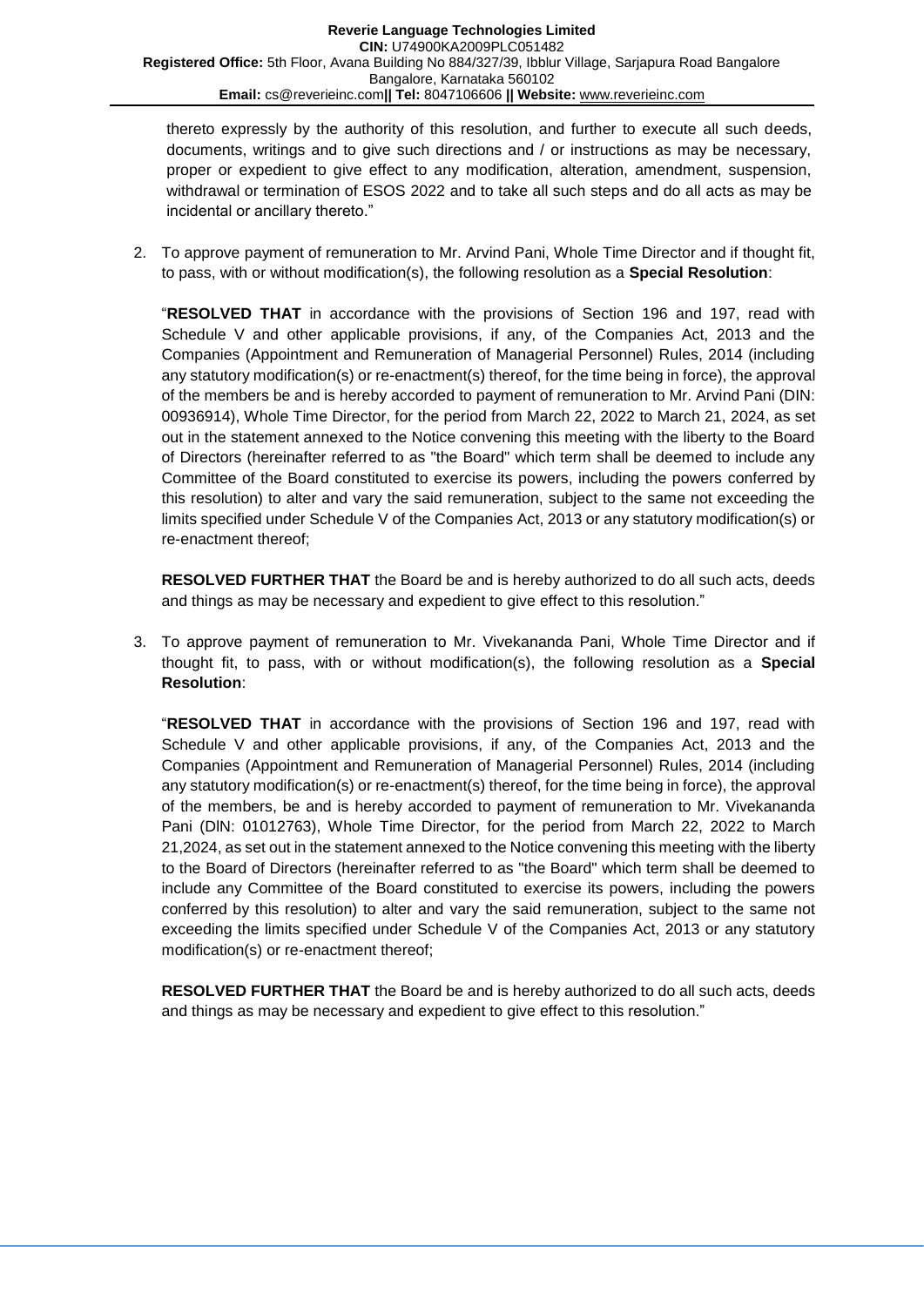thereto expressly by the authority of this resolution, and further to execute all such deeds, documents, writings and to give such directions and / or instructions as may be necessary, proper or expedient to give effect to any modification, alteration, amendment, suspension, withdrawal or termination of ESOS 2022 and to take all such steps and do all acts as may be incidental or ancillary thereto."

2. To approve payment of remuneration to Mr. Arvind Pani, Whole Time Director and if thought fit, to pass, with or without modification(s), the following resolution as a **Special Resolution**:

   "**RESOLVED THAT** in accordance with the provisions of Section 196 and 197, read with Schedule V and other applicable provisions, if any, of the Companies Act, 2013 and the Companies (Appointment and Remuneration of Managerial Personnel) Rules, 2014 (including any statutory modification(s) or re-enactment(s) thereof, for the time being in force), the approval of the members be and is hereby accorded to payment of remuneration to Mr. Arvind Pani (DIN: 00936914), Whole Time Director, for the period from March 22, 2022 to March 21, 2024, as set out in the statement annexed to the Notice convening this meeting with the liberty to the Board of Directors (hereinafter referred to as "the Board" which term shall be deemed to include any Committee of the Board constituted to exercise its powers, including the powers conferred by this resolution) to alter and vary the said remuneration, subject to the same not exceeding the limits specified under Schedule V of the Companies Act, 2013 or any statutory modification(s) or re-enactment thereof;

   **RESOLVED FURTHER THAT** the Board be and is hereby authorized to do all such acts, deeds and things as may be necessary and expedient to give effect to this resolution."

3. To approve payment of remuneration to Mr. Vivekananda Pani, Whole Time Director and if thought fit, to pass, with or without modification(s), the following resolution as a **Special Resolution**:

   "**RESOLVED THAT** in accordance with the provisions of Section 196 and 197, read with Schedule V and other applicable provisions, if any, of the Companies Act, 2013 and the Companies (Appointment and Remuneration of Managerial Personnel) Rules, 2014 (including any statutory modification(s) or re-enactment(s) thereof, for the time being in force), the approval of the members, be and is hereby accorded to payment of remuneration to Mr. Vivekananda Pani (DIN: 01012763), Whole Time Director, for the period from March 22, 2022 to March 21,2024, as set out in the statement annexed to the Notice convening this meeting with the liberty to the Board of Directors (hereinafter referred to as "the Board" which term shall be deemed to include any Committee of the Board constituted to exercise its powers, including the powers conferred by this resolution) to alter and vary the said remuneration, subject to the same not exceeding the limits specified under Schedule V of the Companies Act, 2013 or any statutory modification(s) or re-enactment thereof;

   **RESOLVED FURTHER THAT** the Board be and is hereby authorized to do all such acts, deeds and things as may be necessary and expedient to give effect to this resolution."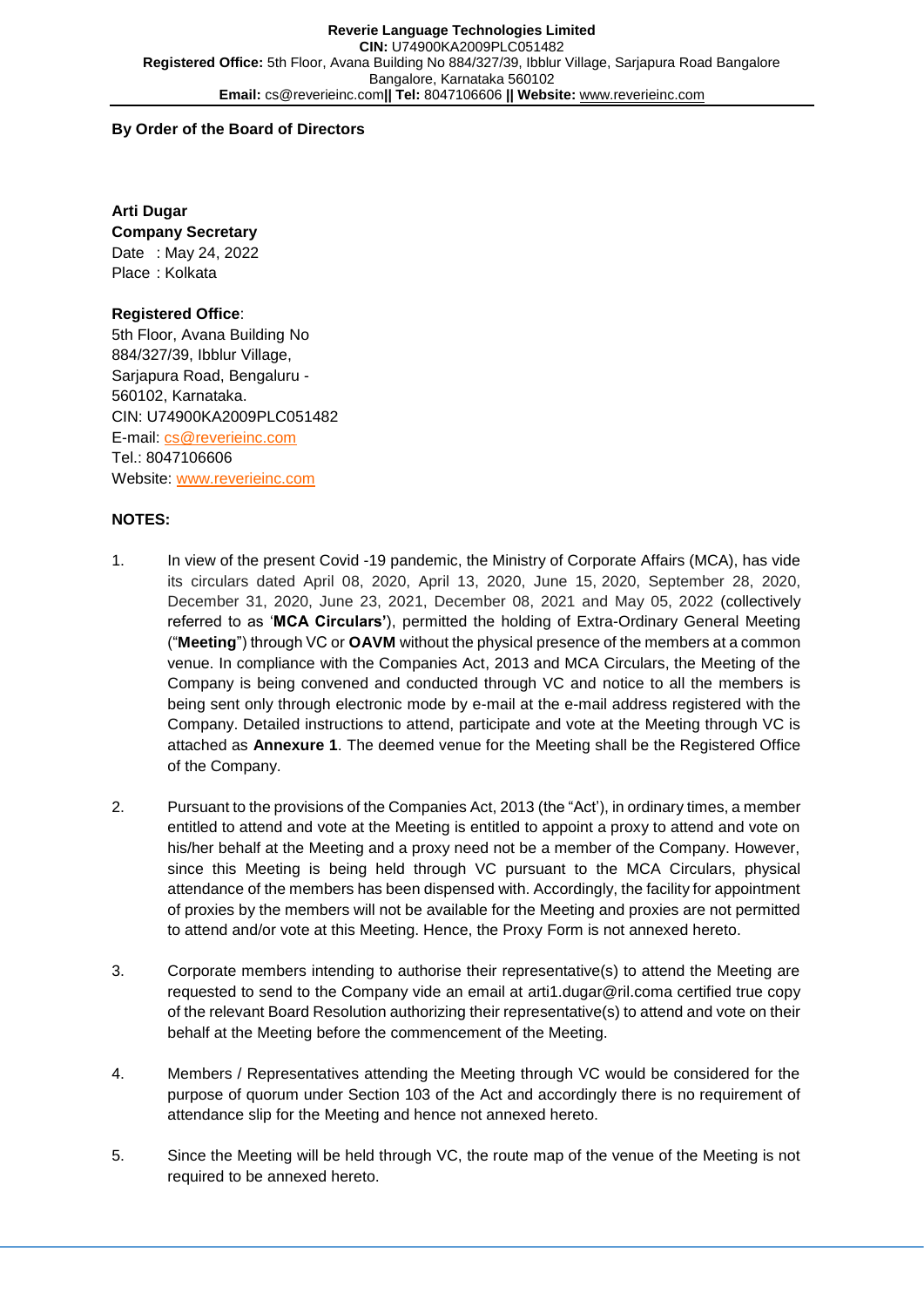**By Order of the Board of Directors**

**Arti Dugar**
**Company Secretary**
Date : May 24, 2022
Place : Kolkata

**Registered Office**:
5th Floor, Avana Building No 884/327/39, Ibblur Village, Sarjapura Road, Bengaluru - 560102, Karnataka.
CIN: U74900KA2009PLC051482
E-mail: cs@reverieinc.com
Tel.: 8047106606
Website: www.reverieinc.com

**NOTES:**

1. In view of the present Covid -19 pandemic, the Ministry of Corporate Affairs (MCA), has vide its circulars dated April 08, 2020, April 13, 2020, June 15, 2020, September 28, 2020, December 31, 2020, June 23, 2021, December 08, 2021 and May 05, 2022 (collectively referred to as '**MCA Circulars'**), permitted the holding of Extra-Ordinary General Meeting ("**Meeting**") through VC or **OAVM** without the physical presence of the members at a common venue. In compliance with the Companies Act, 2013 and MCA Circulars, the Meeting of the Company is being convened and conducted through VC and notice to all the members is being sent only through electronic mode by e-mail at the e-mail address registered with the Company. Detailed instructions to attend, participate and vote at the Meeting through VC is attached as **Annexure 1**. The deemed venue for the Meeting shall be the Registered Office of the Company.

2. Pursuant to the provisions of the Companies Act, 2013 (the "Act'), in ordinary times, a member entitled to attend and vote at the Meeting is entitled to appoint a proxy to attend and vote on his/her behalf at the Meeting and a proxy need not be a member of the Company. However, since this Meeting is being held through VC pursuant to the MCA Circulars, physical attendance of the members has been dispensed with. Accordingly, the facility for appointment of proxies by the members will not be available for the Meeting and proxies are not permitted to attend and/or vote at this Meeting. Hence, the Proxy Form is not annexed hereto.

3. Corporate members intending to authorise their representative(s) to attend the Meeting are requested to send to the Company vide an email at arti1.dugar@ril.coma certified true copy of the relevant Board Resolution authorizing their representative(s) to attend and vote on their behalf at the Meeting before the commencement of the Meeting.

4. Members / Representatives attending the Meeting through VC would be considered for the purpose of quorum under Section 103 of the Act and accordingly there is no requirement of attendance slip for the Meeting and hence not annexed hereto.

5. Since the Meeting will be held through VC, the route map of the venue of the Meeting is not required to be annexed hereto.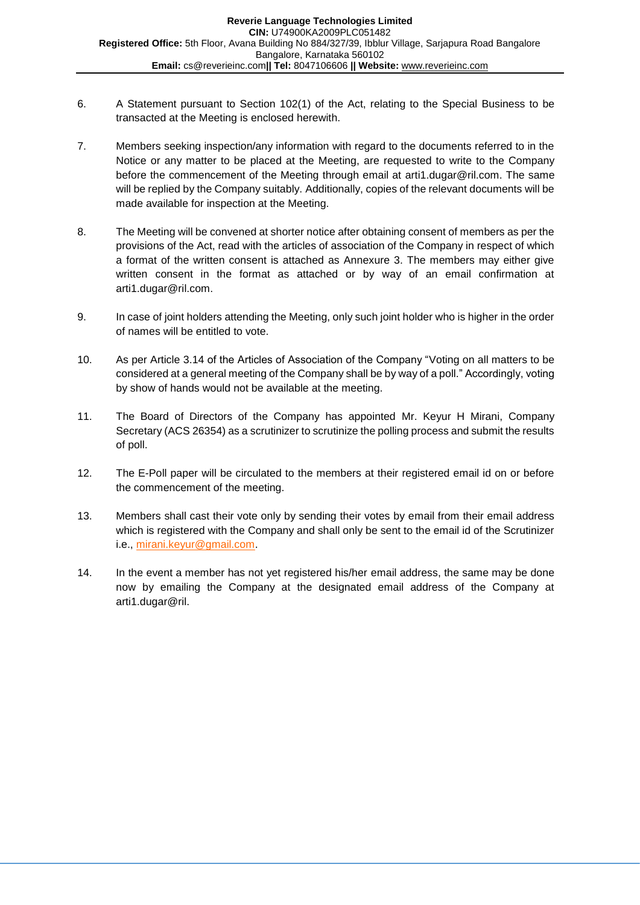6. A Statement pursuant to Section 102(1) of the Act, relating to the Special Business to be transacted at the Meeting is enclosed herewith.

7. Members seeking inspection/any information with regard to the documents referred to in the Notice or any matter to be placed at the Meeting, are requested to write to the Company before the commencement of the Meeting through email at arti1.dugar@ril.com. The same will be replied by the Company suitably. Additionally, copies of the relevant documents will be made available for inspection at the Meeting.

8. The Meeting will be convened at shorter notice after obtaining consent of members as per the provisions of the Act, read with the articles of association of the Company in respect of which a format of the written consent is attached as Annexure 3. The members may either give written consent in the format as attached or by way of an email confirmation at arti1.dugar@ril.com.

9. In case of joint holders attending the Meeting, only such joint holder who is higher in the order of names will be entitled to vote.

10. As per Article 3.14 of the Articles of Association of the Company "Voting on all matters to be considered at a general meeting of the Company shall be by way of a poll." Accordingly, voting by show of hands would not be available at the meeting.

11. The Board of Directors of the Company has appointed Mr. Keyur H Mirani, Company Secretary (ACS 26354) as a scrutinizer to scrutinize the polling process and submit the results of poll.

12. The E-Poll paper will be circulated to the members at their registered email id on or before the commencement of the meeting.

13. Members shall cast their vote only by sending their votes by email from their email address which is registered with the Company and shall only be sent to the email id of the Scrutinizer i.e., mirani.keyur@gmail.com.

14. In the event a member has not yet registered his/her email address, the same may be done now by emailing the Company at the designated email address of the Company at arti1.dugar@ril.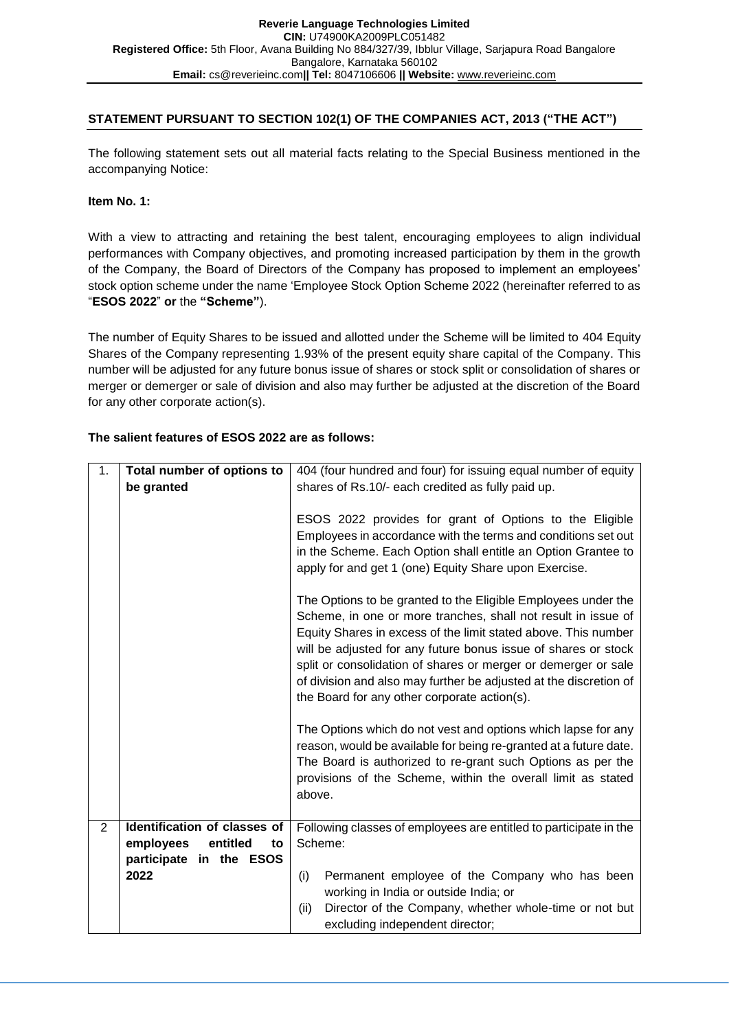## STATEMENT PURSUANT TO SECTION 102(1) OF THE COMPANIES ACT, 2013 ("THE ACT")

The following statement sets out all material facts relating to the Special Business mentioned in the accompanying Notice:

**Item No. 1:**

With a view to attracting and retaining the best talent, encouraging employees to align individual performances with Company objectives, and promoting increased participation by them in the growth of the Company, the Board of Directors of the Company has proposed to implement an employees' stock option scheme under the name 'Employee Stock Option Scheme 2022 (hereinafter referred to as "**ESOS 2022**" **or** the **"Scheme"**).

The number of Equity Shares to be issued and allotted under the Scheme will be limited to 404 Equity Shares of the Company representing 1.93% of the present equity share capital of the Company. This number will be adjusted for any future bonus issue of shares or stock split or consolidation of shares or merger or demerger or sale of division and also may further be adjusted at the discretion of the Board for any other corporate action(s).

**The salient features of ESOS 2022 are as follows:**

| | | |
|---|---|---|
| 1. | **Total number of options to be granted** | 404 (four hundred and four) for issuing equal number of equity shares of Rs.10/- each credited as fully paid up.<br><br>ESOS 2022 provides for grant of Options to the Eligible Employees in accordance with the terms and conditions set out in the Scheme. Each Option shall entitle an Option Grantee to apply for and get 1 (one) Equity Share upon Exercise.<br><br>The Options to be granted to the Eligible Employees under the Scheme, in one or more tranches, shall not result in issue of Equity Shares in excess of the limit stated above. This number will be adjusted for any future bonus issue of shares or stock split or consolidation of shares or merger or demerger or sale of division and also may further be adjusted at the discretion of the Board for any other corporate action(s).<br><br>The Options which do not vest and options which lapse for any reason, would be available for being re-granted at a future date. The Board is authorized to re-grant such Options as per the provisions of the Scheme, within the overall limit as stated above. |
| 2 | **Identification of classes of employees entitled to participate in the ESOS 2022** | Following classes of employees are entitled to participate in the Scheme:<br><br>(i) Permanent employee of the Company who has been working in India or outside India; or<br>(ii) Director of the Company, whether whole-time or not but excluding independent director; |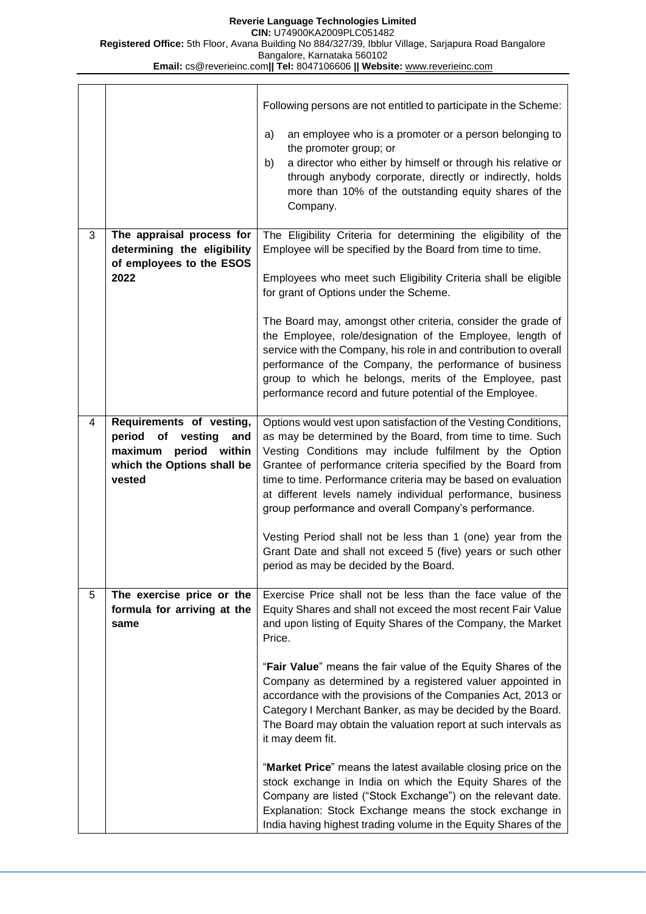| | | |
|---|---|---|
| | | Following persons are not entitled to participate in the Scheme:<br><br>a) an employee who is a promoter or a person belonging to the promoter group; or<br>b) a director who either by himself or through his relative or through anybody corporate, directly or indirectly, holds more than 10% of the outstanding equity shares of the Company. |
| 3 | **The appraisal process for determining the eligibility of employees to the ESOS 2022** | The Eligibility Criteria for determining the eligibility of the Employee will be specified by the Board from time to time.<br><br>Employees who meet such Eligibility Criteria shall be eligible for grant of Options under the Scheme.<br><br>The Board may, amongst other criteria, consider the grade of the Employee, role/designation of the Employee, length of service with the Company, his role in and contribution to overall performance of the Company, the performance of business group to which he belongs, merits of the Employee, past performance record and future potential of the Employee. |
| 4 | **Requirements of vesting, period of vesting and maximum period within which the Options shall be vested** | Options would vest upon satisfaction of the Vesting Conditions, as may be determined by the Board, from time to time. Such Vesting Conditions may include fulfilment by the Option Grantee of performance criteria specified by the Board from time to time. Performance criteria may be based on evaluation at different levels namely individual performance, business group performance and overall Company's performance.<br><br>Vesting Period shall not be less than 1 (one) year from the Grant Date and shall not exceed 5 (five) years or such other period as may be decided by the Board. |
| 5 | **The exercise price or the formula for arriving at the same** | Exercise Price shall not be less than the face value of the Equity Shares and shall not exceed the most recent Fair Value and upon listing of Equity Shares of the Company, the Market Price.<br><br>"**Fair Value**" means the fair value of the Equity Shares of the Company as determined by a registered valuer appointed in accordance with the provisions of the Companies Act, 2013 or Category I Merchant Banker, as may be decided by the Board. The Board may obtain the valuation report at such intervals as it may deem fit.<br><br>"**Market Price**" means the latest available closing price on the stock exchange in India on which the Equity Shares of the Company are listed ("Stock Exchange") on the relevant date. Explanation: Stock Exchange means the stock exchange in India having highest trading volume in the Equity Shares of the |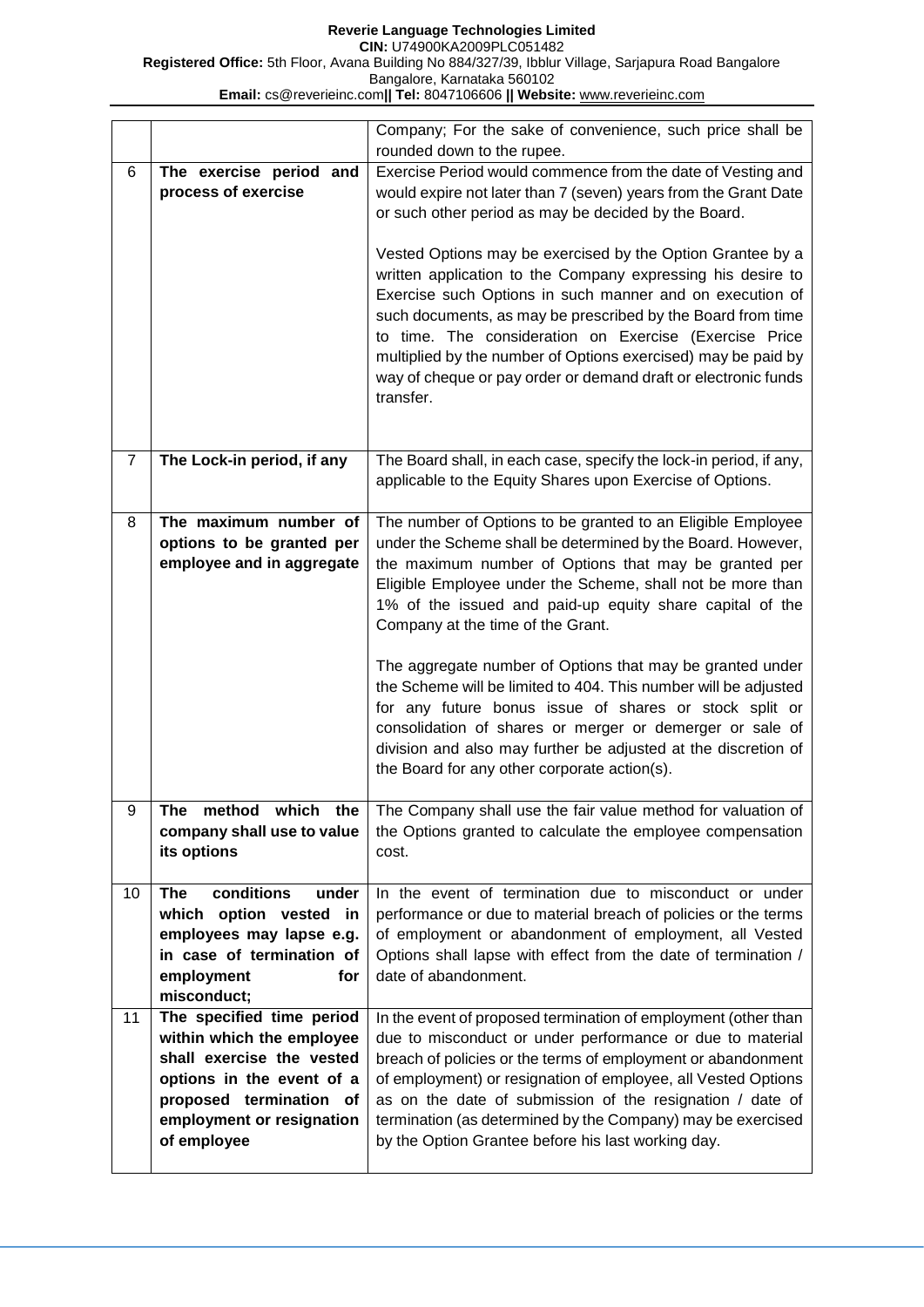| | | |
|---|---|---|
| | | Company; For the sake of convenience, such price shall be rounded down to the rupee. |
| 6 | **The exercise period and process of exercise** | Exercise Period would commence from the date of Vesting and would expire not later than 7 (seven) years from the Grant Date or such other period as may be decided by the Board.<br><br>Vested Options may be exercised by the Option Grantee by a written application to the Company expressing his desire to Exercise such Options in such manner and on execution of such documents, as may be prescribed by the Board from time to time. The consideration on Exercise (Exercise Price multiplied by the number of Options exercised) may be paid by way of cheque or pay order or demand draft or electronic funds transfer. |
| 7 | **The Lock-in period, if any** | The Board shall, in each case, specify the lock-in period, if any, applicable to the Equity Shares upon Exercise of Options. |
| 8 | **The maximum number of options to be granted per employee and in aggregate** | The number of Options to be granted to an Eligible Employee under the Scheme shall be determined by the Board. However, the maximum number of Options that may be granted per Eligible Employee under the Scheme, shall not be more than 1% of the issued and paid-up equity share capital of the Company at the time of the Grant.<br><br>The aggregate number of Options that may be granted under the Scheme will be limited to 404. This number will be adjusted for any future bonus issue of shares or stock split or consolidation of shares or merger or demerger or sale of division and also may further be adjusted at the discretion of the Board for any other corporate action(s). |
| 9 | **The method which the company shall use to value its options** | The Company shall use the fair value method for valuation of the Options granted to calculate the employee compensation cost. |
| 10 | **The conditions under which option vested in employees may lapse e.g. in case of termination of employment for misconduct;** | In the event of termination due to misconduct or under performance or due to material breach of policies or the terms of employment or abandonment of employment, all Vested Options shall lapse with effect from the date of termination / date of abandonment. |
| 11 | **The specified time period within which the employee shall exercise the vested options in the event of a proposed termination of employment or resignation of employee** | In the event of proposed termination of employment (other than due to misconduct or under performance or due to material breach of policies or the terms of employment or abandonment of employment) or resignation of employee, all Vested Options as on the date of submission of the resignation / date of termination (as determined by the Company) may be exercised by the Option Grantee before his last working day. |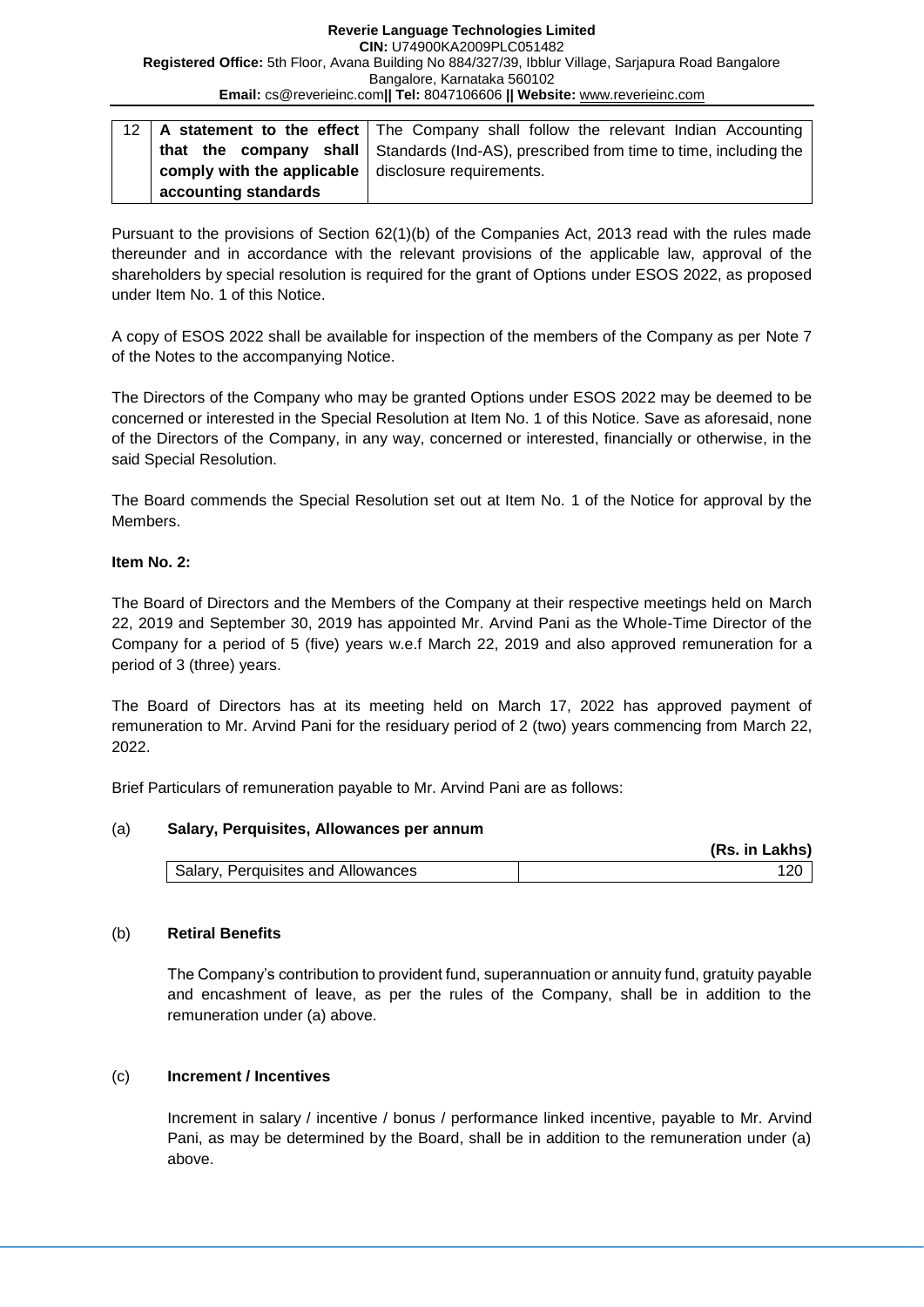| 12 | **A statement to the effect that the company shall comply with the applicable accounting standards** | The Company shall follow the relevant Indian Accounting Standards (Ind-AS), prescribed from time to time, including the disclosure requirements. |
|---|---|---|

Pursuant to the provisions of Section 62(1)(b) of the Companies Act, 2013 read with the rules made thereunder and in accordance with the relevant provisions of the applicable law, approval of the shareholders by special resolution is required for the grant of Options under ESOS 2022, as proposed under Item No. 1 of this Notice.

A copy of ESOS 2022 shall be available for inspection of the members of the Company as per Note 7 of the Notes to the accompanying Notice.

The Directors of the Company who may be granted Options under ESOS 2022 may be deemed to be concerned or interested in the Special Resolution at Item No. 1 of this Notice. Save as aforesaid, none of the Directors of the Company, in any way, concerned or interested, financially or otherwise, in the said Special Resolution.

The Board commends the Special Resolution set out at Item No. 1 of the Notice for approval by the Members.

**Item No. 2:**

The Board of Directors and the Members of the Company at their respective meetings held on March 22, 2019 and September 30, 2019 has appointed Mr. Arvind Pani as the Whole-Time Director of the Company for a period of 5 (five) years w.e.f March 22, 2019 and also approved remuneration for a period of 3 (three) years.

The Board of Directors has at its meeting held on March 17, 2022 has approved payment of remuneration to Mr. Arvind Pani for the residuary period of 2 (two) years commencing from March 22, 2022.

Brief Particulars of remuneration payable to Mr. Arvind Pani are as follows:

(a) **Salary, Perquisites, Allowances per annum**

| | **(Rs. in Lakhs)** |
|---|---|
| Salary, Perquisites and Allowances | 120 |

(b) **Retiral Benefits**

The Company's contribution to provident fund, superannuation or annuity fund, gratuity payable and encashment of leave, as per the rules of the Company, shall be in addition to the remuneration under (a) above.

(c) **Increment / Incentives**

Increment in salary / incentive / bonus / performance linked incentive, payable to Mr. Arvind Pani, as may be determined by the Board, shall be in addition to the remuneration under (a) above.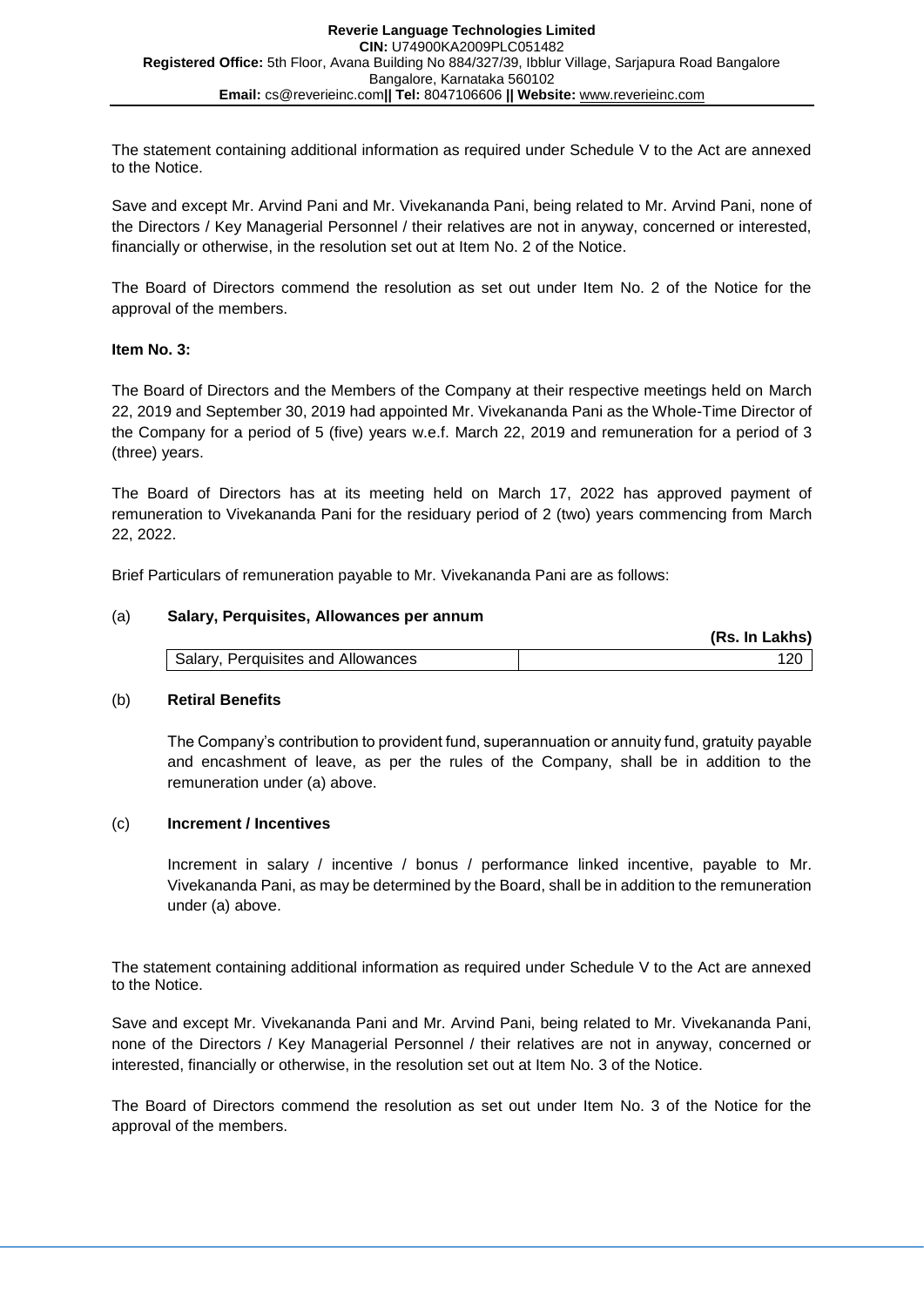The statement containing additional information as required under Schedule V to the Act are annexed to the Notice.

Save and except Mr. Arvind Pani and Mr. Vivekananda Pani, being related to Mr. Arvind Pani, none of the Directors / Key Managerial Personnel / their relatives are not in anyway, concerned or interested, financially or otherwise, in the resolution set out at Item No. 2 of the Notice.

The Board of Directors commend the resolution as set out under Item No. 2 of the Notice for the approval of the members.

**Item No. 3:**

The Board of Directors and the Members of the Company at their respective meetings held on March 22, 2019 and September 30, 2019 had appointed Mr. Vivekananda Pani as the Whole-Time Director of the Company for a period of 5 (five) years w.e.f. March 22, 2019 and remuneration for a period of 3 (three) years.

The Board of Directors has at its meeting held on March 17, 2022 has approved payment of remuneration to Vivekananda Pani for the residuary period of 2 (two) years commencing from March 22, 2022.

Brief Particulars of remuneration payable to Mr. Vivekananda Pani are as follows:

(a) **Salary, Perquisites, Allowances per annum**

| | **(Rs. In Lakhs)** |
|---|---|
| Salary, Perquisites and Allowances | 120 |

(b) **Retiral Benefits**

The Company's contribution to provident fund, superannuation or annuity fund, gratuity payable and encashment of leave, as per the rules of the Company, shall be in addition to the remuneration under (a) above.

(c) **Increment / Incentives**

Increment in salary / incentive / bonus / performance linked incentive, payable to Mr. Vivekananda Pani, as may be determined by the Board, shall be in addition to the remuneration under (a) above.

The statement containing additional information as required under Schedule V to the Act are annexed to the Notice.

Save and except Mr. Vivekananda Pani and Mr. Arvind Pani, being related to Mr. Vivekananda Pani, none of the Directors / Key Managerial Personnel / their relatives are not in anyway, concerned or interested, financially or otherwise, in the resolution set out at Item No. 3 of the Notice.

The Board of Directors commend the resolution as set out under Item No. 3 of the Notice for the approval of the members.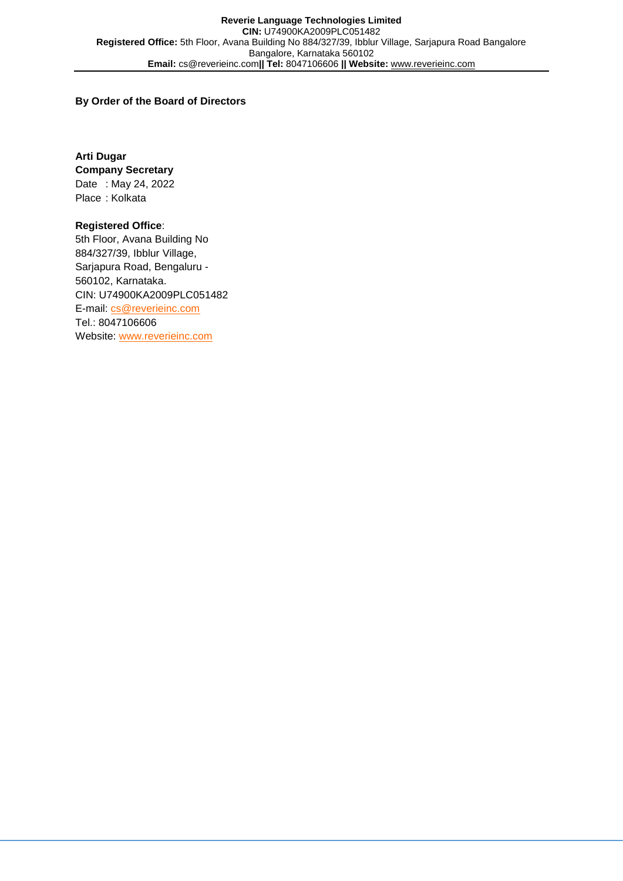**By Order of the Board of Directors**

**Arti Dugar**
**Company Secretary**
Date : May 24, 2022
Place : Kolkata

**Registered Office**:
5th Floor, Avana Building No 884/327/39, Ibblur Village, Sarjapura Road, Bengaluru - 560102, Karnataka.
CIN: U74900KA2009PLC051482
E-mail: cs@reverieinc.com
Tel.: 8047106606
Website: www.reverieinc.com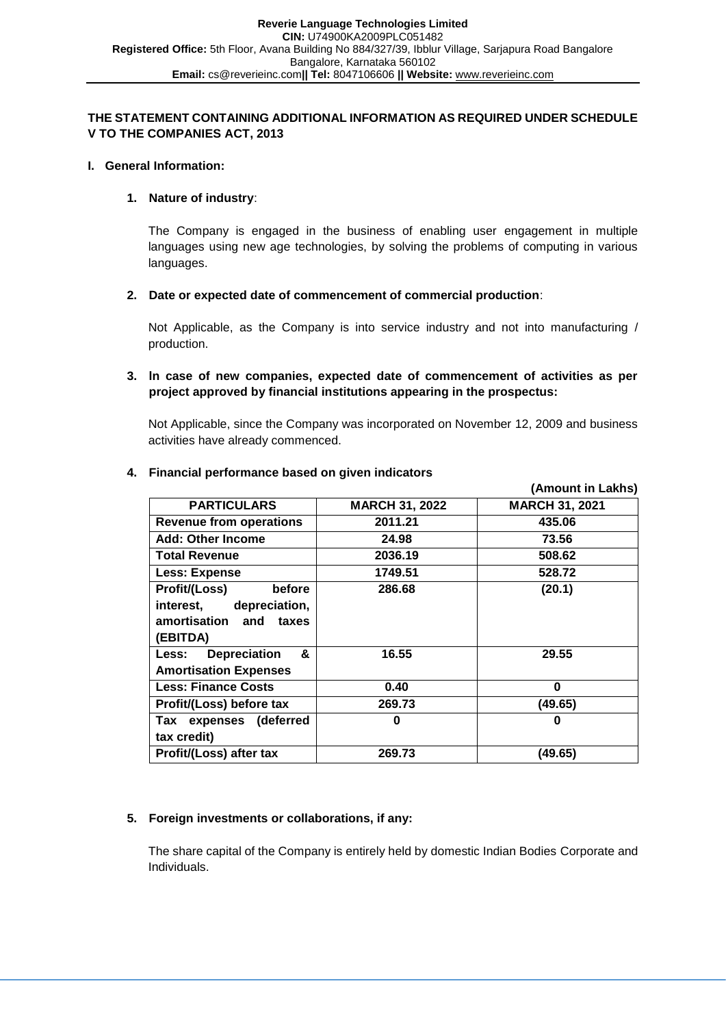**Reverie Language Technologies Limited**
**CIN:** U74900KA2009PLC051482
**Registered Office:** 5th Floor, Avana Building No 884/327/39, Ibblur Village, Sarjapura Road Bangalore Bangalore, Karnataka 560102
**Email:** cs@reverieinc.com **|| Tel:** 8047106606 **|| Website:** www.reverieinc.com

## THE STATEMENT CONTAINING ADDITIONAL INFORMATION AS REQUIRED UNDER SCHEDULE V TO THE COMPANIES ACT, 2013

### I. General Information:

1. **Nature of industry**:

   The Company is engaged in the business of enabling user engagement in multiple languages using new age technologies, by solving the problems of computing in various languages.

2. **Date or expected date of commencement of commercial production**:

   Not Applicable, as the Company is into service industry and not into manufacturing / production.

3. **In case of new companies, expected date of commencement of activities as per project approved by financial institutions appearing in the prospectus:**

   Not Applicable, since the Company was incorporated on November 12, 2009 and business activities have already commenced.

4. **Financial performance based on given indicators**

**(Amount in Lakhs)**

| PARTICULARS | MARCH 31, 2022 | MARCH 31, 2021 |
|---|---|---|
| **Revenue from operations** | 2011.21 | 435.06 |
| **Add: Other Income** | 24.98 | 73.56 |
| **Total Revenue** | 2036.19 | 508.62 |
| **Less: Expense** | 1749.51 | 528.72 |
| **Profit/(Loss) before interest, depreciation, amortisation and taxes (EBITDA)** | 286.68 | (20.1) |
| **Less: Depreciation & Amortisation Expenses** | 16.55 | 29.55 |
| **Less: Finance Costs** | 0.40 | 0 |
| **Profit/(Loss) before tax** | 269.73 | (49.65) |
| **Tax expenses (deferred tax credit)** | 0 | 0 |
| **Profit/(Loss) after tax** | 269.73 | (49.65) |

5. **Foreign investments or collaborations, if any:**

   The share capital of the Company is entirely held by domestic Indian Bodies Corporate and Individuals.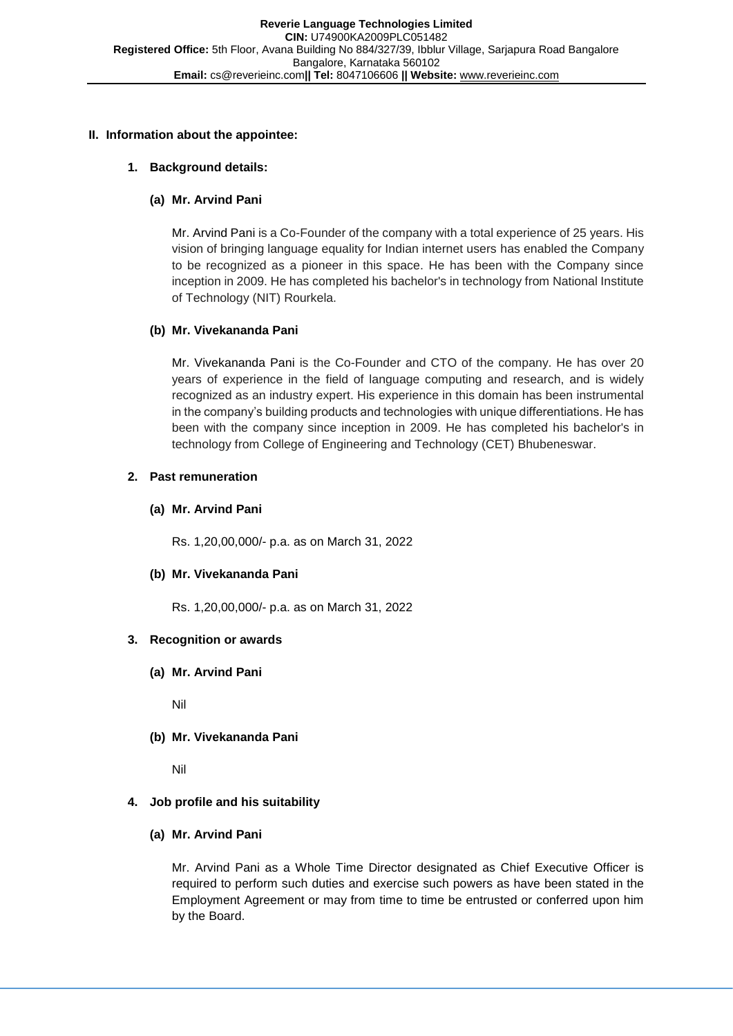## II. Information about the appointee:

### 1. Background details:

#### (a) Mr. Arvind Pani

Mr. Arvind Pani is a Co-Founder of the company with a total experience of 25 years. His vision of bringing language equality for Indian internet users has enabled the Company to be recognized as a pioneer in this space. He has been with the Company since inception in 2009. He has completed his bachelor's in technology from National Institute of Technology (NIT) Rourkela.

#### (b) Mr. Vivekananda Pani

Mr. Vivekananda Pani is the Co-Founder and CTO of the company. He has over 20 years of experience in the field of language computing and research, and is widely recognized as an industry expert. His experience in this domain has been instrumental in the company's building products and technologies with unique differentiations. He has been with the company since inception in 2009. He has completed his bachelor's in technology from College of Engineering and Technology (CET) Bhubeneswar.

### 2. Past remuneration

#### (a) Mr. Arvind Pani

Rs. 1,20,00,000/- p.a. as on March 31, 2022

#### (b) Mr. Vivekananda Pani

Rs. 1,20,00,000/- p.a. as on March 31, 2022

### 3. Recognition or awards

#### (a) Mr. Arvind Pani

Nil

#### (b) Mr. Vivekananda Pani

Nil

### 4. Job profile and his suitability

#### (a) Mr. Arvind Pani

Mr. Arvind Pani as a Whole Time Director designated as Chief Executive Officer is required to perform such duties and exercise such powers as have been stated in the Employment Agreement or may from time to time be entrusted or conferred upon him by the Board.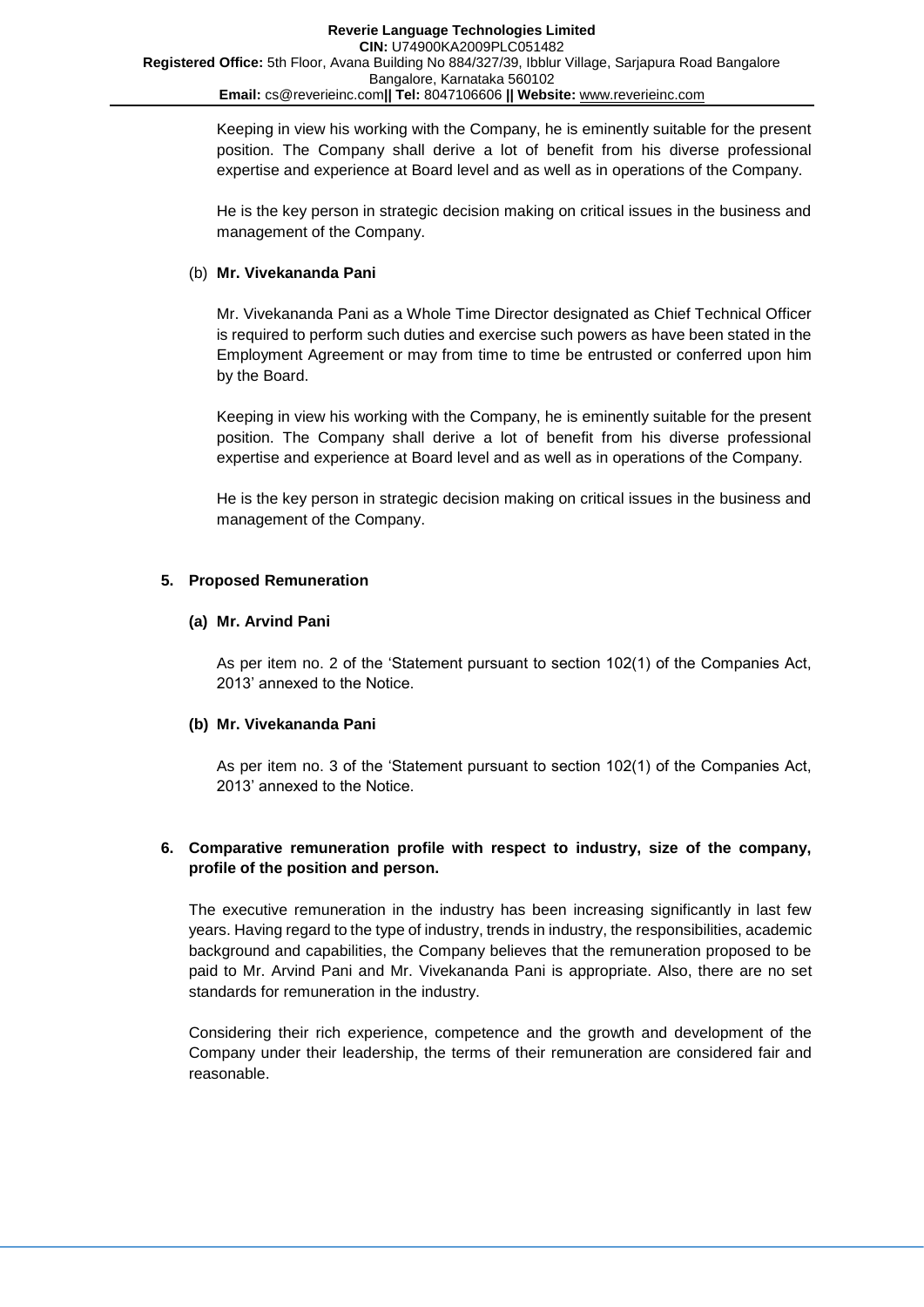Keeping in view his working with the Company, he is eminently suitable for the present position. The Company shall derive a lot of benefit from his diverse professional expertise and experience at Board level and as well as in operations of the Company.

He is the key person in strategic decision making on critical issues in the business and management of the Company.

(b) **Mr. Vivekananda Pani**

Mr. Vivekananda Pani as a Whole Time Director designated as Chief Technical Officer is required to perform such duties and exercise such powers as have been stated in the Employment Agreement or may from time to time be entrusted or conferred upon him by the Board.

Keeping in view his working with the Company, he is eminently suitable for the present position. The Company shall derive a lot of benefit from his diverse professional expertise and experience at Board level and as well as in operations of the Company.

He is the key person in strategic decision making on critical issues in the business and management of the Company.

**5. Proposed Remuneration**

**(a) Mr. Arvind Pani**

As per item no. 2 of the 'Statement pursuant to section 102(1) of the Companies Act, 2013' annexed to the Notice.

**(b) Mr. Vivekananda Pani**

As per item no. 3 of the 'Statement pursuant to section 102(1) of the Companies Act, 2013' annexed to the Notice.

**6. Comparative remuneration profile with respect to industry, size of the company, profile of the position and person.**

The executive remuneration in the industry has been increasing significantly in last few years. Having regard to the type of industry, trends in industry, the responsibilities, academic background and capabilities, the Company believes that the remuneration proposed to be paid to Mr. Arvind Pani and Mr. Vivekananda Pani is appropriate. Also, there are no set standards for remuneration in the industry.

Considering their rich experience, competence and the growth and development of the Company under their leadership, the terms of their remuneration are considered fair and reasonable.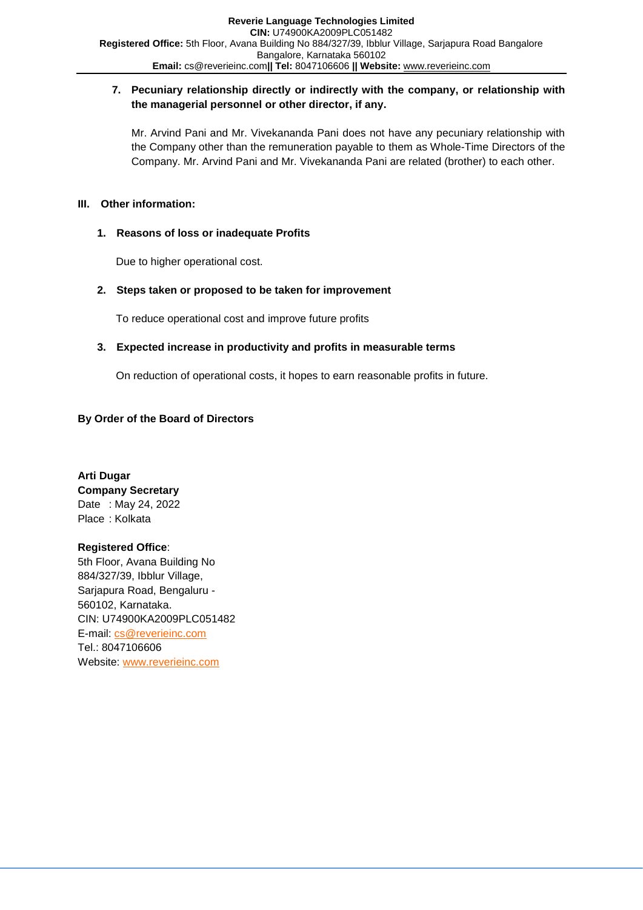7. **Pecuniary relationship directly or indirectly with the company, or relationship with the managerial personnel or other director, if any.**

   Mr. Arvind Pani and Mr. Vivekananda Pani does not have any pecuniary relationship with the Company other than the remuneration payable to them as Whole-Time Directors of the Company. Mr. Arvind Pani and Mr. Vivekananda Pani are related (brother) to each other.

**III. Other information:**

1. **Reasons of loss or inadequate Profits**

   Due to higher operational cost.

2. **Steps taken or proposed to be taken for improvement**

   To reduce operational cost and improve future profits

3. **Expected increase in productivity and profits in measurable terms**

   On reduction of operational costs, it hopes to earn reasonable profits in future.

**By Order of the Board of Directors**

**Arti Dugar**
**Company Secretary**
Date : May 24, 2022
Place : Kolkata

**Registered Office**:
5th Floor, Avana Building No 884/327/39, Ibblur Village, Sarjapura Road, Bengaluru - 560102, Karnataka.
CIN: U74900KA2009PLC051482
E-mail: cs@reverieinc.com
Tel.: 8047106606
Website: www.reverieinc.com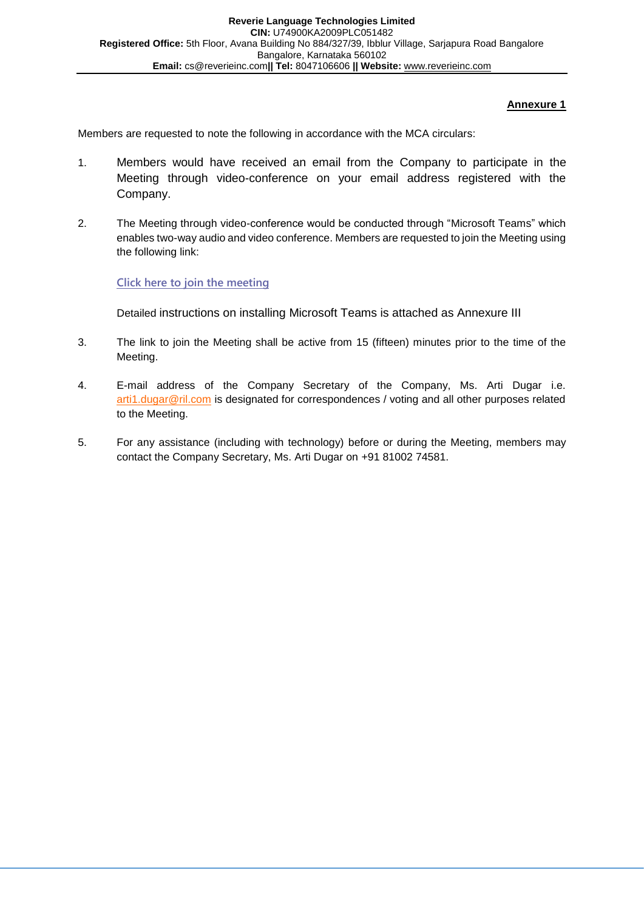**Reverie Language Technologies Limited**
**CIN:** U74900KA2009PLC051482
**Registered Office:** 5th Floor, Avana Building No 884/327/39, Ibblur Village, Sarjapura Road Bangalore Bangalore, Karnataka 560102
**Email:** cs@reverieinc.com **|| Tel:** 8047106606 **|| Website:** www.reverieinc.com

**Annexure 1**

Members are requested to note the following in accordance with the MCA circulars:

1. Members would have received an email from the Company to participate in the Meeting through video-conference on your email address registered with the Company.

2. The Meeting through video-conference would be conducted through "Microsoft Teams" which enables two-way audio and video conference. Members are requested to join the Meeting using the following link:

   Click here to join the meeting

   Detailed instructions on installing Microsoft Teams is attached as Annexure III

3. The link to join the Meeting shall be active from 15 (fifteen) minutes prior to the time of the Meeting.

4. E-mail address of the Company Secretary of the Company, Ms. Arti Dugar i.e. arti1.dugar@ril.com is designated for correspondences / voting and all other purposes related to the Meeting.

5. For any assistance (including with technology) before or during the Meeting, members may contact the Company Secretary, Ms. Arti Dugar on +91 81002 74581.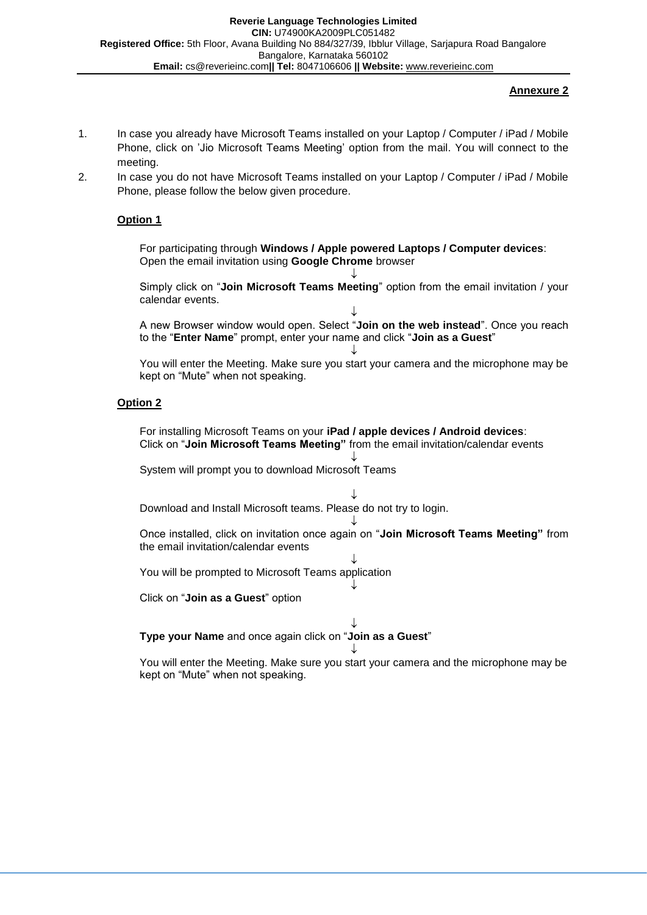**Annexure 2**

1. In case you already have Microsoft Teams installed on your Laptop / Computer / iPad / Mobile Phone, click on 'Jio Microsoft Teams Meeting' option from the mail. You will connect to the meeting.
2. In case you do not have Microsoft Teams installed on your Laptop / Computer / iPad / Mobile Phone, please follow the below given procedure.

**Option 1**

For participating through **Windows / Apple powered Laptops / Computer devices**: Open the email invitation using **Google Chrome** browser

↓

Simply click on "**Join Microsoft Teams Meeting**" option from the email invitation / your calendar events.

↓

A new Browser window would open. Select "**Join on the web instead**". Once you reach to the "**Enter Name**" prompt, enter your name and click "**Join as a Guest**"

↓

You will enter the Meeting. Make sure you start your camera and the microphone may be kept on "Mute" when not speaking.

**Option 2**

For installing Microsoft Teams on your **iPad / apple devices / Android devices**: Click on "**Join Microsoft Teams Meeting"** from the email invitation/calendar events

↓

System will prompt you to download Microsoft Teams

↓

Download and Install Microsoft teams. Please do not try to login.

↓

Once installed, click on invitation once again on "**Join Microsoft Teams Meeting"** from the email invitation/calendar events

↓

You will be prompted to Microsoft Teams application

↓

Click on "**Join as a Guest**" option

↓

**Type your Name** and once again click on "**Join as a Guest**"

↓

You will enter the Meeting. Make sure you start your camera and the microphone may be kept on "Mute" when not speaking.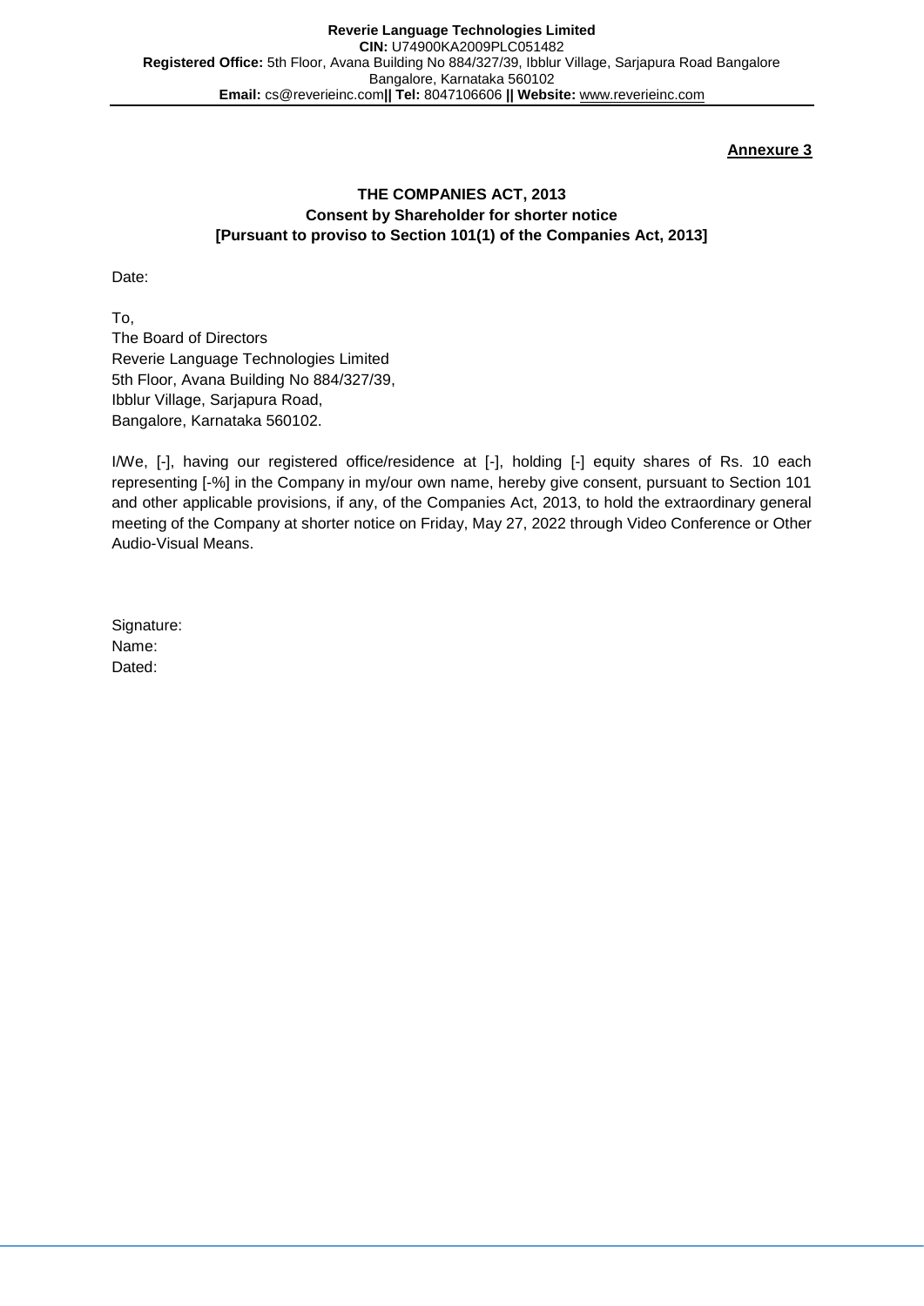**Annexure 3**

**THE COMPANIES ACT, 2013**
**Consent by Shareholder for shorter notice**
**[Pursuant to proviso to Section 101(1) of the Companies Act, 2013]**

Date:

To,
The Board of Directors
Reverie Language Technologies Limited
5th Floor, Avana Building No 884/327/39,
Ibblur Village, Sarjapura Road,
Bangalore, Karnataka 560102.

I/We, [-], having our registered office/residence at [-], holding [-] equity shares of Rs. 10 each representing [-%] in the Company in my/our own name, hereby give consent, pursuant to Section 101 and other applicable provisions, if any, of the Companies Act, 2013, to hold the extraordinary general meeting of the Company at shorter notice on Friday, May 27, 2022 through Video Conference or Other Audio-Visual Means.

Signature:
Name:
Dated: